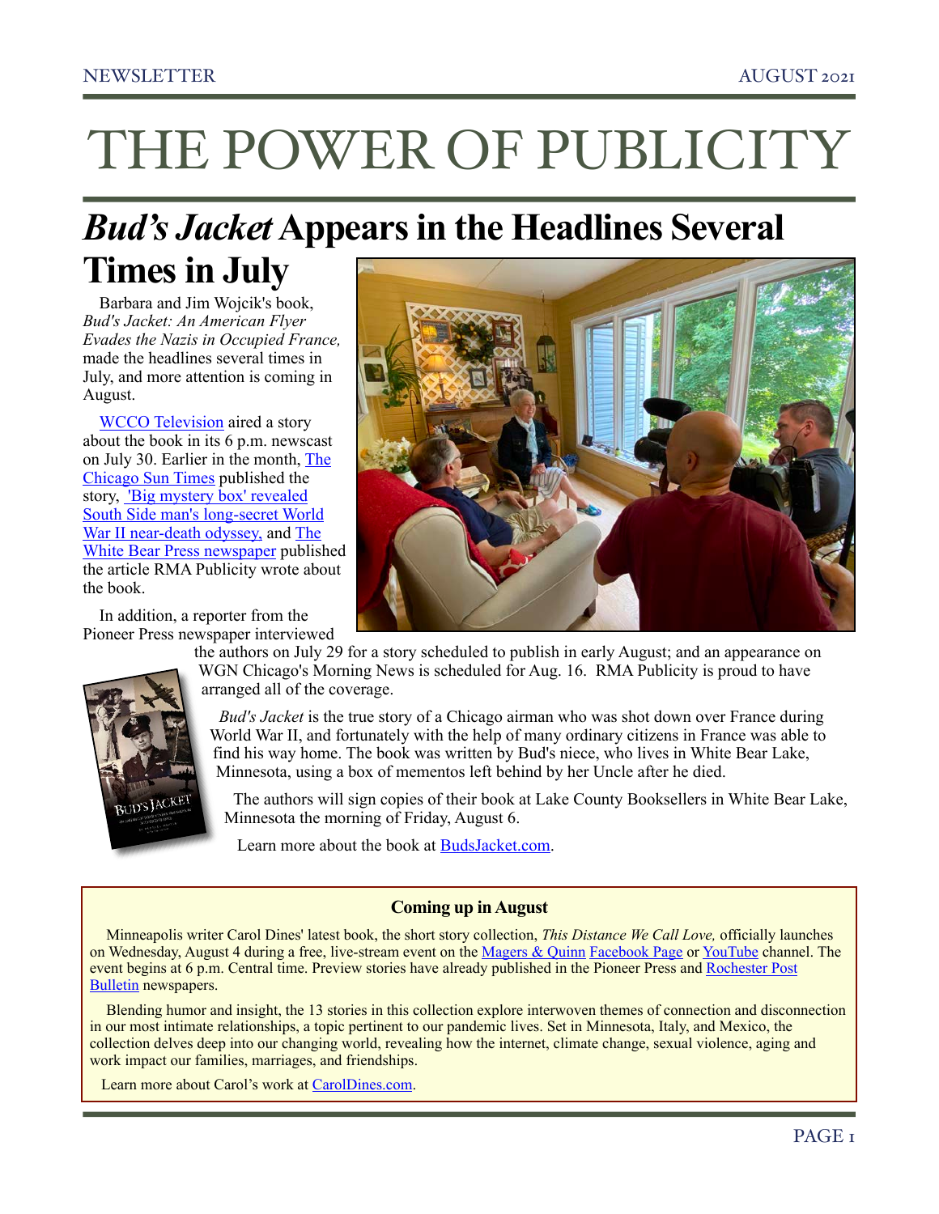NEWSLETTER AUGUST 2021

# THE POWER OF PUBLICITY

## *Bud's Jacket* Appears in the Headlines Several Times in July

Barbara and Jim Wojcik's book, *Bud's Jacket: An American Flyer Evades the Nazis in Occupied France,* made the headlines several times in July, and more attention is coming in August.

WCCO Television aired a story about the book in its 6 p.m. newscast on July 30. Earlier in the month, The Chicago Sun Times published the story, 'Big mystery box' revealed South Side man's long-secret World War II near-death odyssey, and The White Bear Press newspaper published the article RMA Publicity wrote about the book.

In addition, a reporter from the Pioneer Press newspaper interviewed the authors on July 29 for a story scheduled to publish in early August; and an appearance on WGN Chicago's Morning News is scheduled for Aug. 16. RMA Publicity is proud to have arranged all of the coverage.

*Bud's Jacket* is the true story of a Chicago airman who was shot down over France during World War II, and fortunately with the help of many ordinary citizens in France was able to find his way home. The book was written by Bud's niece, who lives in White Bear Lake, Minnesota, using a box of mementos left behind by her Uncle after he died.

The authors will sign copies of their book at Lake County Booksellers in White Bear Lake, Minnesota the morning of Friday, August 6.

Learn more about the book at BudsJacket.com.

### Coming up in August

Minneapolis writer Carol Dines' latest book, the short story collection, *This Distance We Call Love,* officially launches on Wednesday, August 4 during a free, live-stream event on the Magers & Quinn Facebook Page or YouTube channel. The event begins at 6 p.m. Central time. Preview stories have already published in the Pioneer Press and Rochester Post Bulletin newspapers.

Blending humor and insight, the 13 stories in this collection explore interwoven themes of connection and disconnection in our most intimate relationships, a topic pertinent to our pandemic lives. Set in Minnesota, Italy, and Mexico, the collection delves deep into our changing world, revealing how the internet, climate change, sexual violence, aging and work impact our families, marriages, and friendships.

Learn more about Carol's work at CarolDines.com.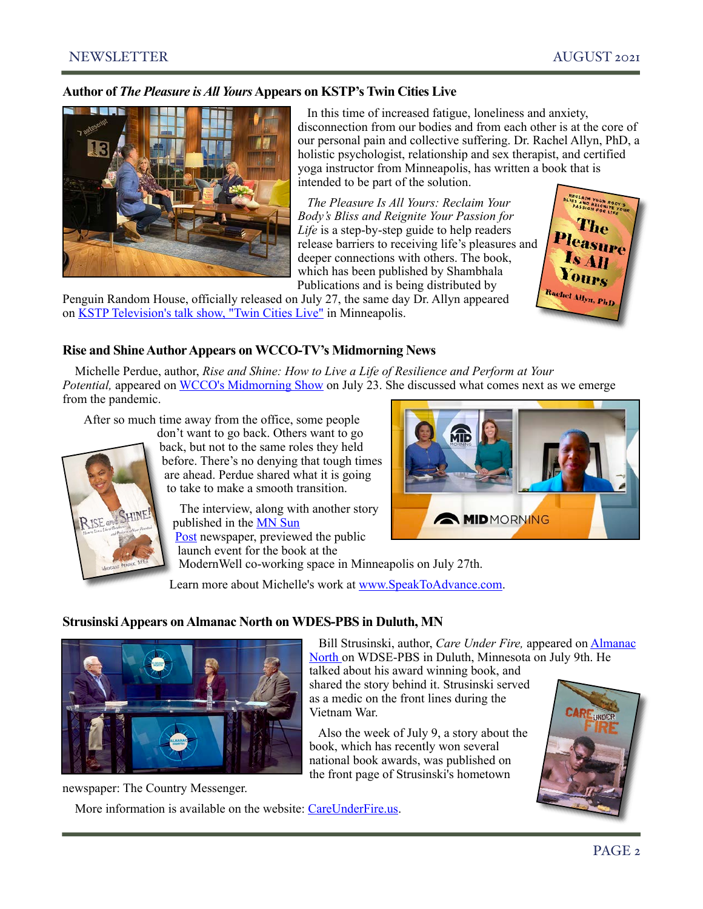## Author of *The Pleasure is All Yours* Appears on KSTP's Twin Cities Live

In this time of increased fatigue, loneliness and anxiety, disconnection from our bodies and from each other is at the core of our personal pain and collective suffering. Dr. Rachel Allyn, PhD, a holistic psychologist, relationship and sex therapist, and certified yoga instructor from Minneapolis, has written a book that is intended to be part of the solution.

*The Pleasure Is All Yours: Reclaim Your Body's Bliss and Reignite Your Passion for Life* is a step-by-step guide to help readers release barriers to receiving life's pleasures and deeper connections with others. The book, which has been published by Shambhala Publications and is being distributed by Penguin Random House, officially released on July 27, the same day Dr. Allyn appeared on KSTP Television's talk show, "Twin Cities Live" in Minneapolis.

## Rise and Shine Author Appears on WCCO-TV's Midmorning News

Michelle Perdue, author, *Rise and Shine: How to Live a Life of Resilience and Perform at Your Potential,* appeared on WCCO's Midmorning Show on July 23. She discussed what comes next as we emerge from the pandemic.

After so much time away from the office, some people don't want to go back. Others want to go back, but not to the same roles they held before. There's no denying that tough times are ahead. Perdue shared what it is going to take to make a smooth transition.

The interview, along with another story published in the MN Sun Post newspaper, previewed the public launch event for the book at the ModernWell co-working space in Minneapolis on July 27th.

Learn more about Michelle's work at www.SpeakToAdvance.com.

## Strusinski Appears on Almanac North on WDES-PBS in Duluth, MN

Bill Strusinski, author, *Care Under Fire,* appeared on Almanac North on WDSE-PBS in Duluth, Minnesota on July 9th. He talked about his award winning book, and shared the story behind it. Strusinski served as a medic on the front lines during the Vietnam War.

Also the week of July 9, a story about the book, which has recently won several national book awards, was published on the front page of Strusinski's hometown newspaper: The Country Messenger.

More information is available on the website: CareUnderFire.us.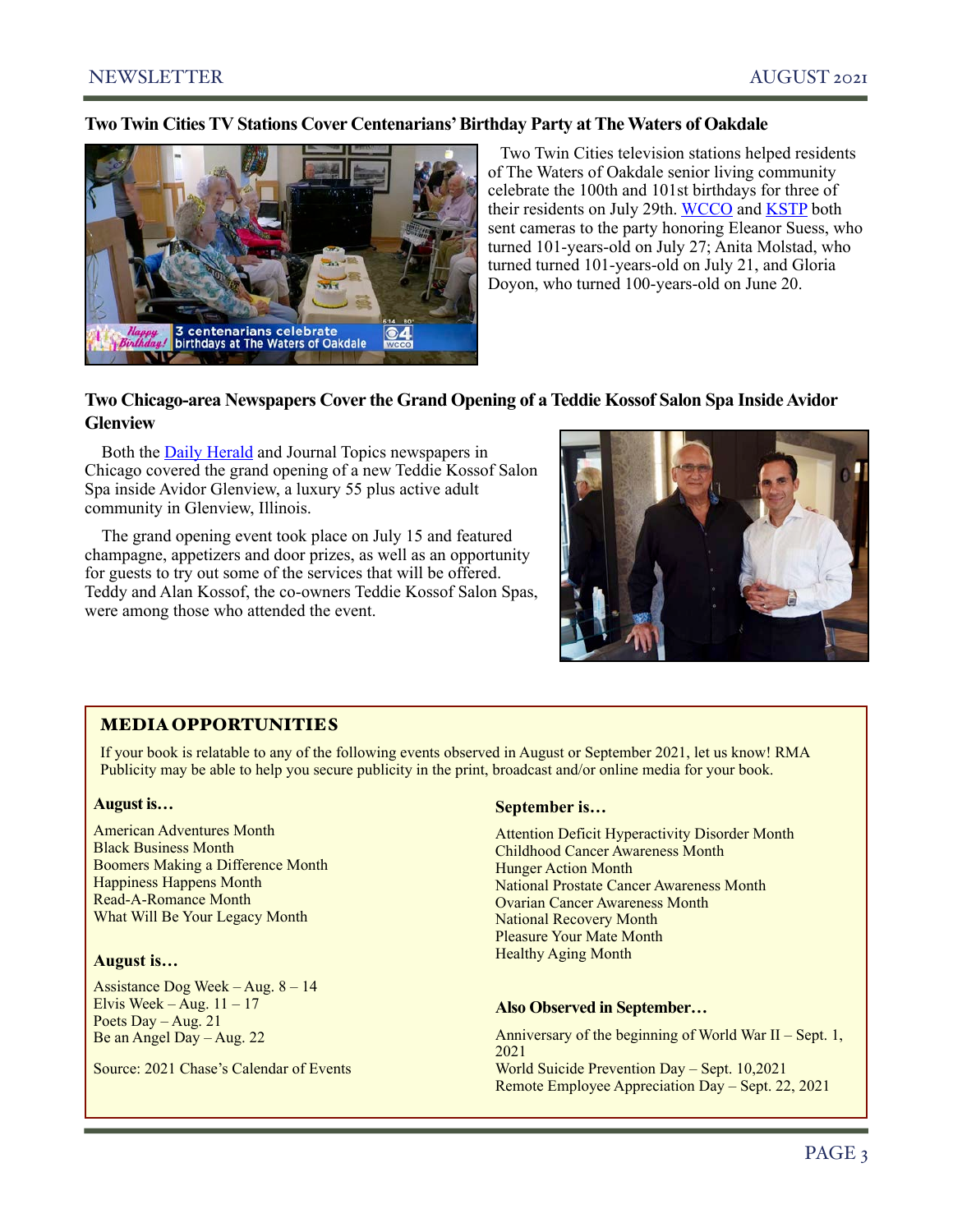## Two Twin Cities TV Stations Cover Centenarians' Birthday Party at The Waters of Oakdale

Two Twin Cities television stations helped residents of The Waters of Oakdale senior living community celebrate the 100th and 101st birthdays for three of their residents on July 29th. WCCO and KSTP both sent cameras to the party honoring Eleanor Suess, who turned 101-years-old on July 27; Anita Molstad, who turned turned 101-years-old on July 21, and Gloria Doyon, who turned 100-years-old on June 20.

## Two Chicago-area Newspapers Cover the Grand Opening of a Teddie Kossof Salon Spa Inside Avidor Glenview

Both the Daily Herald and Journal Topics newspapers in Chicago covered the grand opening of a new Teddie Kossof Salon Spa inside Avidor Glenview, a luxury 55 plus active adult community in Glenview, Illinois.

The grand opening event took place on July 15 and featured champagne, appetizers and door prizes, as well as an opportunity for guests to try out some of the services that will be offered. Teddy and Alan Kossof, the co-owners Teddie Kossof Salon Spas, were among those who attended the event.

## MEDIA OPPORTUNITIES

If your book is relatable to any of the following events observed in August or September 2021, let us know! RMA Publicity may be able to help you secure publicity in the print, broadcast and/or online media for your book.

**August is…**

American Adventures Month
Black Business Month
Boomers Making a Difference Month
Happiness Happens Month
Read-A-Romance Month
What Will Be Your Legacy Month

**August is…**

Assistance Dog Week – Aug. 8 – 14
Elvis Week – Aug. 11 – 17
Poets Day – Aug. 21
Be an Angel Day – Aug. 22

Source: 2021 Chase's Calendar of Events

**September is…**

Attention Deficit Hyperactivity Disorder Month
Childhood Cancer Awareness Month
Hunger Action Month
National Prostate Cancer Awareness Month
Ovarian Cancer Awareness Month
National Recovery Month
Pleasure Your Mate Month
Healthy Aging Month

**Also Observed in September…**

Anniversary of the beginning of World War II – Sept. 1, 2021
World Suicide Prevention Day – Sept. 10,2021
Remote Employee Appreciation Day – Sept. 22, 2021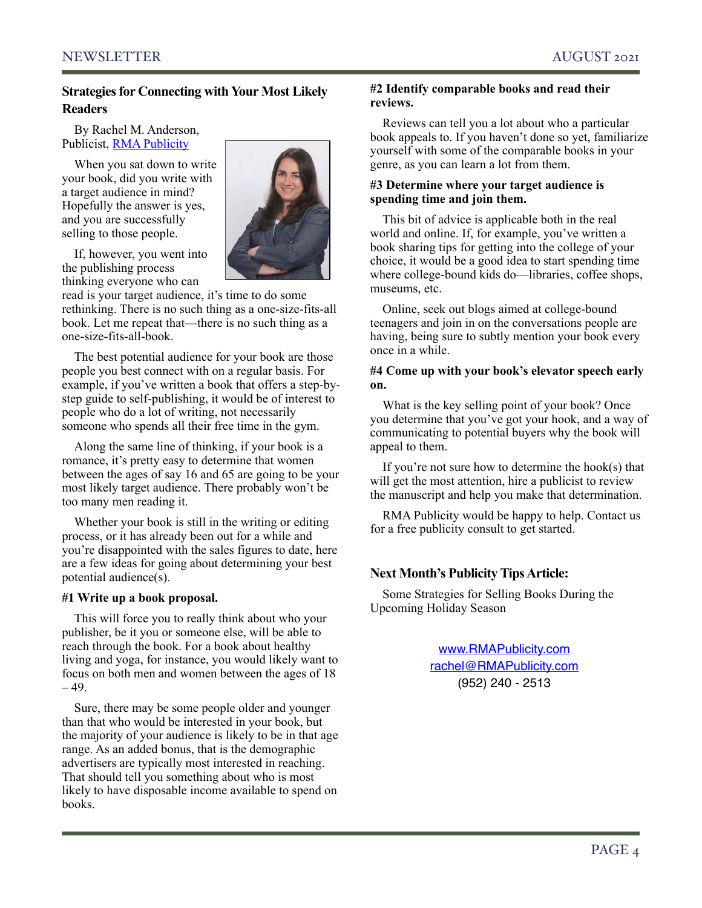## Strategies for Connecting with Your Most Likely Readers

By Rachel M. Anderson, Publicist, RMA Publicity

When you sat down to write your book, did you write with a target audience in mind? Hopefully the answer is yes, and you are successfully selling to those people.

If, however, you went into the publishing process thinking everyone who can read is your target audience, it's time to do some rethinking. There is no such thing as a one-size-fits-all book. Let me repeat that—there is no such thing as a one-size-fits-all-book.

The best potential audience for your book are those people you best connect with on a regular basis. For example, if you've written a book that offers a step-by-step guide to self-publishing, it would be of interest to people who do a lot of writing, not necessarily someone who spends all their free time in the gym.

Along the same line of thinking, if your book is a romance, it's pretty easy to determine that women between the ages of say 16 and 65 are going to be your most likely target audience. There probably won't be too many men reading it.

Whether your book is still in the writing or editing process, or it has already been out for a while and you're disappointed with the sales figures to date, here are a few ideas for going about determining your best potential audience(s).

**#1 Write up a book proposal.**

This will force you to really think about who your publisher, be it you or someone else, will be able to reach through the book. For a book about healthy living and yoga, for instance, you would likely want to focus on both men and women between the ages of 18 – 49.

Sure, there may be some people older and younger than that who would be interested in your book, but the majority of your audience is likely to be in that age range. As an added bonus, that is the demographic advertisers are typically most interested in reaching. That should tell you something about who is most likely to have disposable income available to spend on books.

**#2 Identify comparable books and read their reviews.**

Reviews can tell you a lot about who a particular book appeals to. If you haven't done so yet, familiarize yourself with some of the comparable books in your genre, as you can learn a lot from them.

**#3 Determine where your target audience is spending time and join them.**

This bit of advice is applicable both in the real world and online. If, for example, you've written a book sharing tips for getting into the college of your choice, it would be a good idea to start spending time where college-bound kids do—libraries, coffee shops, museums, etc.

Online, seek out blogs aimed at college-bound teenagers and join in on the conversations people are having, being sure to subtly mention your book every once in a while.

**#4 Come up with your book's elevator speech early on.**

What is the key selling point of your book? Once you determine that you've got your hook, and a way of communicating to potential buyers why the book will appeal to them.

If you're not sure how to determine the hook(s) that will get the most attention, hire a publicist to review the manuscript and help you make that determination.

RMA Publicity would be happy to help. Contact us for a free publicity consult to get started.

### Next Month's Publicity Tips Article:

Some Strategies for Selling Books During the Upcoming Holiday Season

www.RMAPublicity.com
rachel@RMAPublicity.com
(952) 240 - 2513